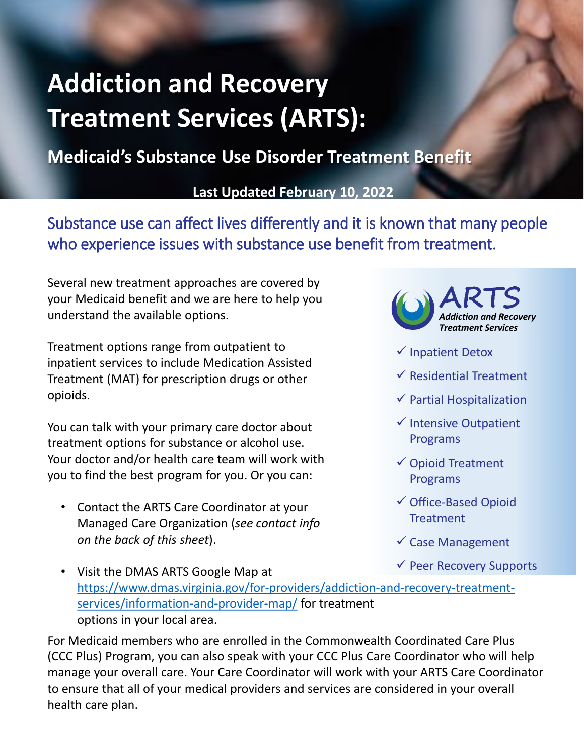# Addiction and Recovery Treatment Services (ARTS):

## Medicaid's Substance Use Disorder Treatment Benefit

**Last Updated February 10, 2022**

Substance use can affect lives differently and it is known that many people who experience issues with substance use benefit from treatment.

Several new treatment approaches are covered by your Medicaid benefit and we are here to help you understand the available options.

Treatment options range from outpatient to inpatient services to include Medication Assisted Treatment (MAT) for prescription drugs or other opioids.

You can talk with your primary care doctor about treatment options for substance or alcohol use. Your doctor and/or health care team will work with you to find the best program for you. Or you can:

- Contact the ARTS Care Coordinator at your Managed Care Organization (*see contact info on the back of this sheet*).
- Visit the DMAS ARTS Google Map at https://www.dmas.virginia.gov/for-providers/addiction-and-recovery-treatment-services/information-and-provider-map/ for treatment options in your local area.

**ARTS** *Addiction and Recovery Treatment Services*

- ✓ Inpatient Detox
- ✓ Residential Treatment
- ✓ Partial Hospitalization
- ✓ Intensive Outpatient Programs
- ✓ Opioid Treatment Programs
- ✓ Office-Based Opioid Treatment
- ✓ Case Management
- ✓ Peer Recovery Supports

For Medicaid members who are enrolled in the Commonwealth Coordinated Care Plus (CCC Plus) Program, you can also speak with your CCC Plus Care Coordinator who will help manage your overall care. Your Care Coordinator will work with your ARTS Care Coordinator to ensure that all of your medical providers and services are considered in your overall health care plan.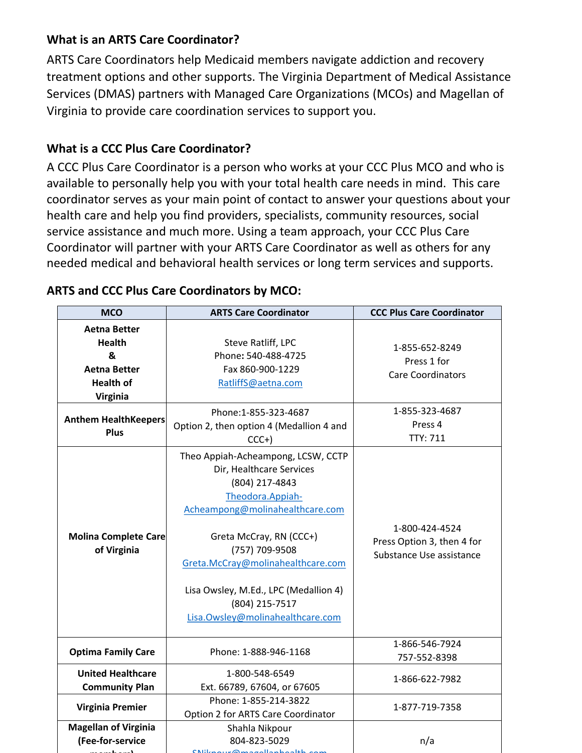### What is an ARTS Care Coordinator?

ARTS Care Coordinators help Medicaid members navigate addiction and recovery treatment options and other supports. The Virginia Department of Medical Assistance Services (DMAS) partners with Managed Care Organizations (MCOs) and Magellan of Virginia to provide care coordination services to support you.

### What is a CCC Plus Care Coordinator?

A CCC Plus Care Coordinator is a person who works at your CCC Plus MCO and who is available to personally help you with your total health care needs in mind. This care coordinator serves as your main point of contact to answer your questions about your health care and help you find providers, specialists, community resources, social service assistance and much more. Using a team approach, your CCC Plus Care Coordinator will partner with your ARTS Care Coordinator as well as others for any needed medical and behavioral health services or long term services and supports.

### ARTS and CCC Plus Care Coordinators by MCO:

| MCO | ARTS Care Coordinator | CCC Plus Care Coordinator |
|---|---|---|
| **Aetna Better Health & Aetna Better Health of Virginia** | Steve Ratliff, LPC<br>Phone: 540-488-4725<br>Fax 860-900-1229<br>RatliffS@aetna.com | 1-855-652-8249<br>Press 1 for<br>Care Coordinators |
| **Anthem HealthKeepers Plus** | Phone:1-855-323-4687<br>Option 2, then option 4 (Medallion 4 and CCC+) | 1-855-323-4687<br>Press 4<br>TTY: 711 |
| **Molina Complete Care of Virginia** | Theo Appiah-Acheampong, LCSW, CCTP<br>Dir, Healthcare Services<br>(804) 217-4843<br>Theodora.Appiah-Acheampong@molinahealthcare.com<br><br>Greta McCray, RN (CCC+)<br>(757) 709-9508<br>Greta.McCray@molinahealthcare.com<br><br>Lisa Owsley, M.Ed., LPC (Medallion 4)<br>(804) 215-7517<br>Lisa.Owsley@molinahealthcare.com | 1-800-424-4524<br>Press Option 3, then 4 for Substance Use assistance |
| **Optima Family Care** | Phone: 1-888-946-1168 | 1-866-546-7924<br>757-552-8398 |
| **United Healthcare Community Plan** | 1-800-548-6549<br>Ext. 66789, 67604, or 67605 | 1-866-622-7982 |
| **Virginia Premier** | Phone: 1-855-214-3822<br>Option 2 for ARTS Care Coordinator | 1-877-719-7358 |
| **Magellan of Virginia (Fee-for-service members)** | Shahla Nikpour<br>804-823-5029<br>SNikpour@magellanhealth.com | n/a |